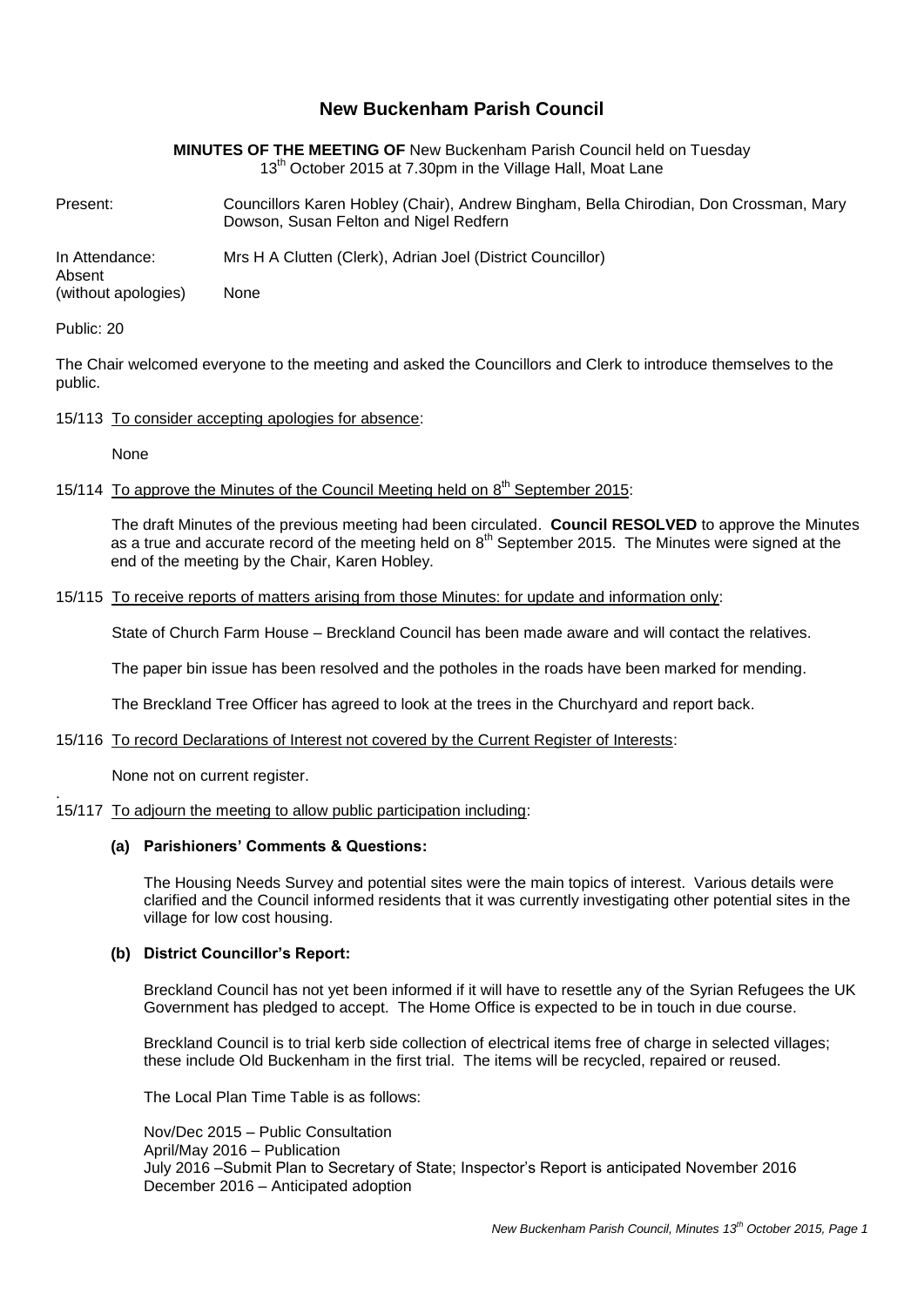# New Buckenham Parish Council

**MINUTES OF THE MEETING OF** New Buckenham Parish Council held on Tuesday 13th October 2015 at 7.30pm in the Village Hall, Moat Lane

| | |
|---|---|
| Present: | Councillors Karen Hobley (Chair), Andrew Bingham, Bella Chirodian, Don Crossman, Mary Dowson, Susan Felton and Nigel Redfern |
| In Attendance: | Mrs H A Clutten (Clerk), Adrian Joel (District Councillor) |
| Absent (without apologies) | None |

Public: 20

The Chair welcomed everyone to the meeting and asked the Councillors and Clerk to introduce themselves to the public.

15/113 To consider accepting apologies for absence:

None

15/114 To approve the Minutes of the Council Meeting held on 8th September 2015:

The draft Minutes of the previous meeting had been circulated. **Council RESOLVED** to approve the Minutes as a true and accurate record of the meeting held on 8th September 2015. The Minutes were signed at the end of the meeting by the Chair, Karen Hobley.

15/115 To receive reports of matters arising from those Minutes: for update and information only:

State of Church Farm House – Breckland Council has been made aware and will contact the relatives.

The paper bin issue has been resolved and the potholes in the roads have been marked for mending.

The Breckland Tree Officer has agreed to look at the trees in the Churchyard and report back.

15/116 To record Declarations of Interest not covered by the Current Register of Interests:

None not on current register.

15/117 To adjourn the meeting to allow public participation including:

**(a) Parishioners' Comments & Questions:**

The Housing Needs Survey and potential sites were the main topics of interest. Various details were clarified and the Council informed residents that it was currently investigating other potential sites in the village for low cost housing.

**(b) District Councillor's Report:**

Breckland Council has not yet been informed if it will have to resettle any of the Syrian Refugees the UK Government has pledged to accept. The Home Office is expected to be in touch in due course.

Breckland Council is to trial kerb side collection of electrical items free of charge in selected villages; these include Old Buckenham in the first trial. The items will be recycled, repaired or reused.

The Local Plan Time Table is as follows:

Nov/Dec 2015 – Public Consultation  
April/May 2016 – Publication  
July 2016 –Submit Plan to Secretary of State; Inspector's Report is anticipated November 2016  
December 2016 – Anticipated adoption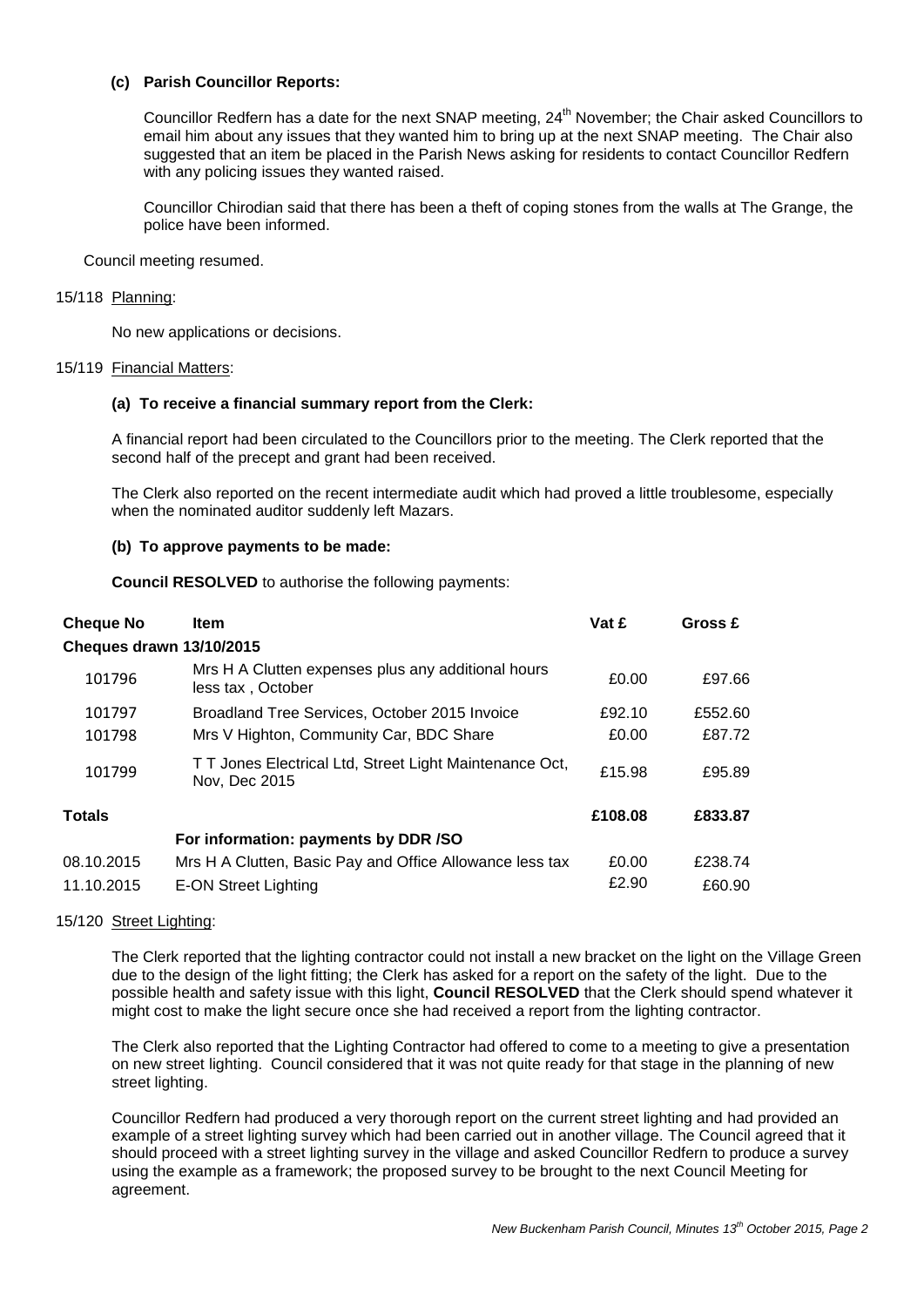**(c) Parish Councillor Reports:**

Councillor Redfern has a date for the next SNAP meeting, 24th November; the Chair asked Councillors to email him about any issues that they wanted him to bring up at the next SNAP meeting. The Chair also suggested that an item be placed in the Parish News asking for residents to contact Councillor Redfern with any policing issues they wanted raised.

Councillor Chirodian said that there has been a theft of coping stones from the walls at The Grange, the police have been informed.

Council meeting resumed.

15/118 Planning:

No new applications or decisions.

15/119 Financial Matters:

**(a) To receive a financial summary report from the Clerk:**

A financial report had been circulated to the Councillors prior to the meeting. The Clerk reported that the second half of the precept and grant had been received.

The Clerk also reported on the recent intermediate audit which had proved a little troublesome, especially when the nominated auditor suddenly left Mazars.

**(b) To approve payments to be made:**

**Council RESOLVED** to authorise the following payments:

| Cheque No | Item | Vat £ | Gross £ |
|---|---|---|---|
| **Cheques drawn 13/10/2015** | | | |
| 101796 | Mrs H A Clutten expenses plus any additional hours less tax , October | £0.00 | £97.66 |
| 101797 | Broadland Tree Services, October 2015 Invoice | £92.10 | £552.60 |
| 101798 | Mrs V Highton, Community Car, BDC Share | £0.00 | £87.72 |
| 101799 | T T Jones Electrical Ltd, Street Light Maintenance Oct, Nov, Dec 2015 | £15.98 | £95.89 |
| **Totals** | | **£108.08** | **£833.87** |
| | **For information: payments by DDR /SO** | | |
| 08.10.2015 | Mrs H A Clutten, Basic Pay and Office Allowance less tax | £0.00 | £238.74 |
| 11.10.2015 | E-ON Street Lighting | £2.90 | £60.90 |

15/120 Street Lighting:

The Clerk reported that the lighting contractor could not install a new bracket on the light on the Village Green due to the design of the light fitting; the Clerk has asked for a report on the safety of the light. Due to the possible health and safety issue with this light, **Council RESOLVED** that the Clerk should spend whatever it might cost to make the light secure once she had received a report from the lighting contractor.

The Clerk also reported that the Lighting Contractor had offered to come to a meeting to give a presentation on new street lighting. Council considered that it was not quite ready for that stage in the planning of new street lighting.

Councillor Redfern had produced a very thorough report on the current street lighting and had provided an example of a street lighting survey which had been carried out in another village. The Council agreed that it should proceed with a street lighting survey in the village and asked Councillor Redfern to produce a survey using the example as a framework; the proposed survey to be brought to the next Council Meeting for agreement.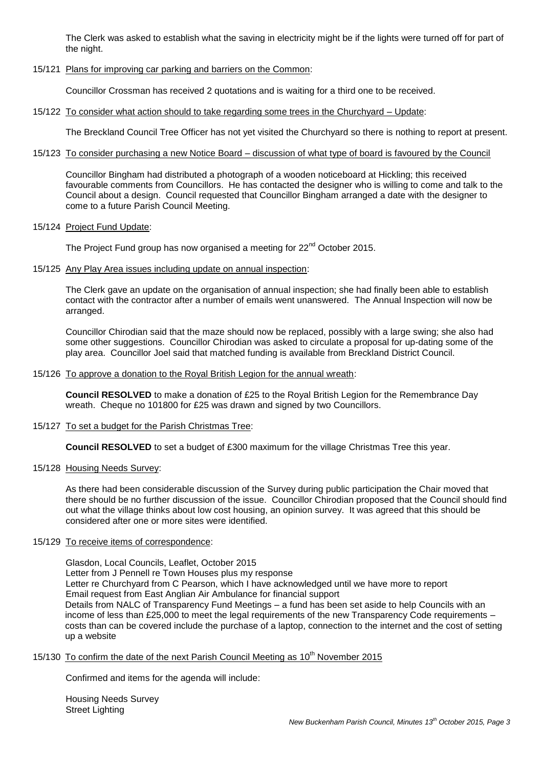The Clerk was asked to establish what the saving in electricity might be if the lights were turned off for part of the night.

15/121 Plans for improving car parking and barriers on the Common:

Councillor Crossman has received 2 quotations and is waiting for a third one to be received.

15/122 To consider what action should to take regarding some trees in the Churchyard – Update:

The Breckland Council Tree Officer has not yet visited the Churchyard so there is nothing to report at present.

15/123 To consider purchasing a new Notice Board – discussion of what type of board is favoured by the Council

Councillor Bingham had distributed a photograph of a wooden noticeboard at Hickling; this received favourable comments from Councillors. He has contacted the designer who is willing to come and talk to the Council about a design. Council requested that Councillor Bingham arranged a date with the designer to come to a future Parish Council Meeting.

15/124 Project Fund Update:

The Project Fund group has now organised a meeting for 22nd October 2015.

15/125 Any Play Area issues including update on annual inspection:

The Clerk gave an update on the organisation of annual inspection; she had finally been able to establish contact with the contractor after a number of emails went unanswered. The Annual Inspection will now be arranged.

Councillor Chirodian said that the maze should now be replaced, possibly with a large swing; she also had some other suggestions. Councillor Chirodian was asked to circulate a proposal for up-dating some of the play area. Councillor Joel said that matched funding is available from Breckland District Council.

15/126 To approve a donation to the Royal British Legion for the annual wreath:

**Council RESOLVED** to make a donation of £25 to the Royal British Legion for the Remembrance Day wreath. Cheque no 101800 for £25 was drawn and signed by two Councillors.

15/127 To set a budget for the Parish Christmas Tree:

**Council RESOLVED** to set a budget of £300 maximum for the village Christmas Tree this year.

15/128 Housing Needs Survey:

As there had been considerable discussion of the Survey during public participation the Chair moved that there should be no further discussion of the issue. Councillor Chirodian proposed that the Council should find out what the village thinks about low cost housing, an opinion survey. It was agreed that this should be considered after one or more sites were identified.

15/129 To receive items of correspondence:

Glasdon, Local Councils, Leaflet, October 2015
Letter from J Pennell re Town Houses plus my response
Letter re Churchyard from C Pearson, which I have acknowledged until we have more to report
Email request from East Anglian Air Ambulance for financial support
Details from NALC of Transparency Fund Meetings – a fund has been set aside to help Councils with an income of less than £25,000 to meet the legal requirements of the new Transparency Code requirements – costs than can be covered include the purchase of a laptop, connection to the internet and the cost of setting up a website

15/130 To confirm the date of the next Parish Council Meeting as 10th November 2015

Confirmed and items for the agenda will include:

Housing Needs Survey
Street Lighting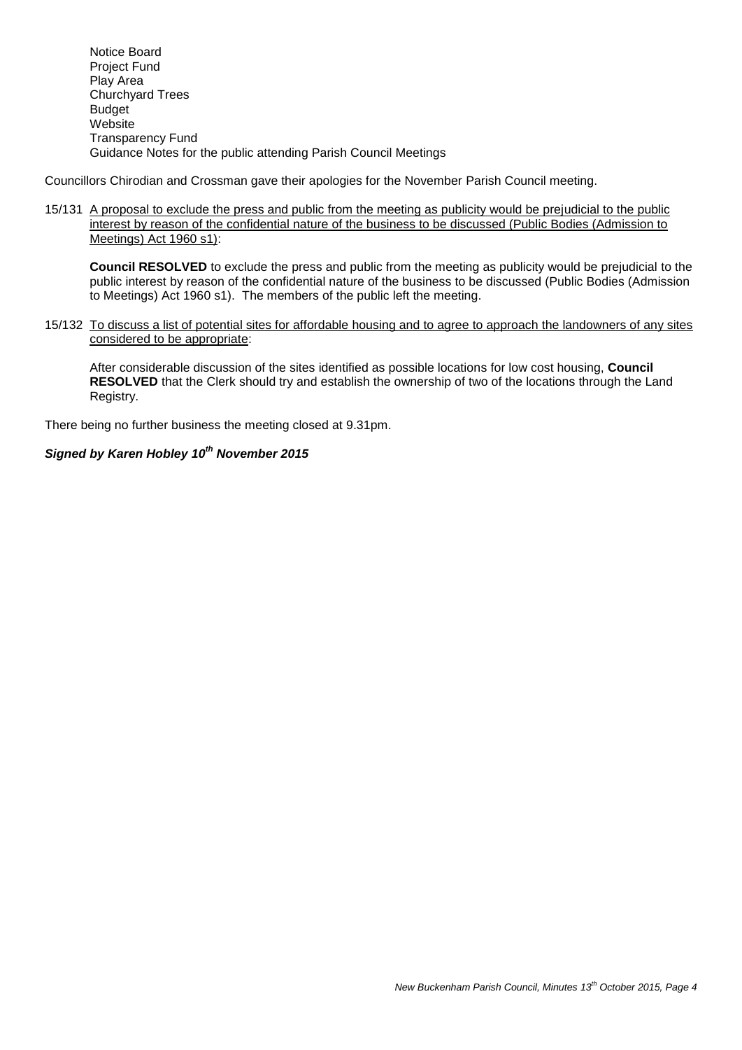Notice Board
Project Fund
Play Area
Churchyard Trees
Budget
Website
Transparency Fund
Guidance Notes for the public attending Parish Council Meetings

Councillors Chirodian and Crossman gave their apologies for the November Parish Council meeting.

15/131 <u>A proposal to exclude the press and public from the meeting as publicity would be prejudicial to the public interest by reason of the confidential nature of the business to be discussed (Public Bodies (Admission to Meetings) Act 1960 s1)</u>:

**Council RESOLVED** to exclude the press and public from the meeting as publicity would be prejudicial to the public interest by reason of the confidential nature of the business to be discussed (Public Bodies (Admission to Meetings) Act 1960 s1). The members of the public left the meeting.

15/132 <u>To discuss a list of potential sites for affordable housing and to agree to approach the landowners of any sites considered to be appropriate</u>:

After considerable discussion of the sites identified as possible locations for low cost housing, **Council RESOLVED** that the Clerk should try and establish the ownership of two of the locations through the Land Registry.

There being no further business the meeting closed at 9.31pm.

***Signed by Karen Hobley 10th November 2015***